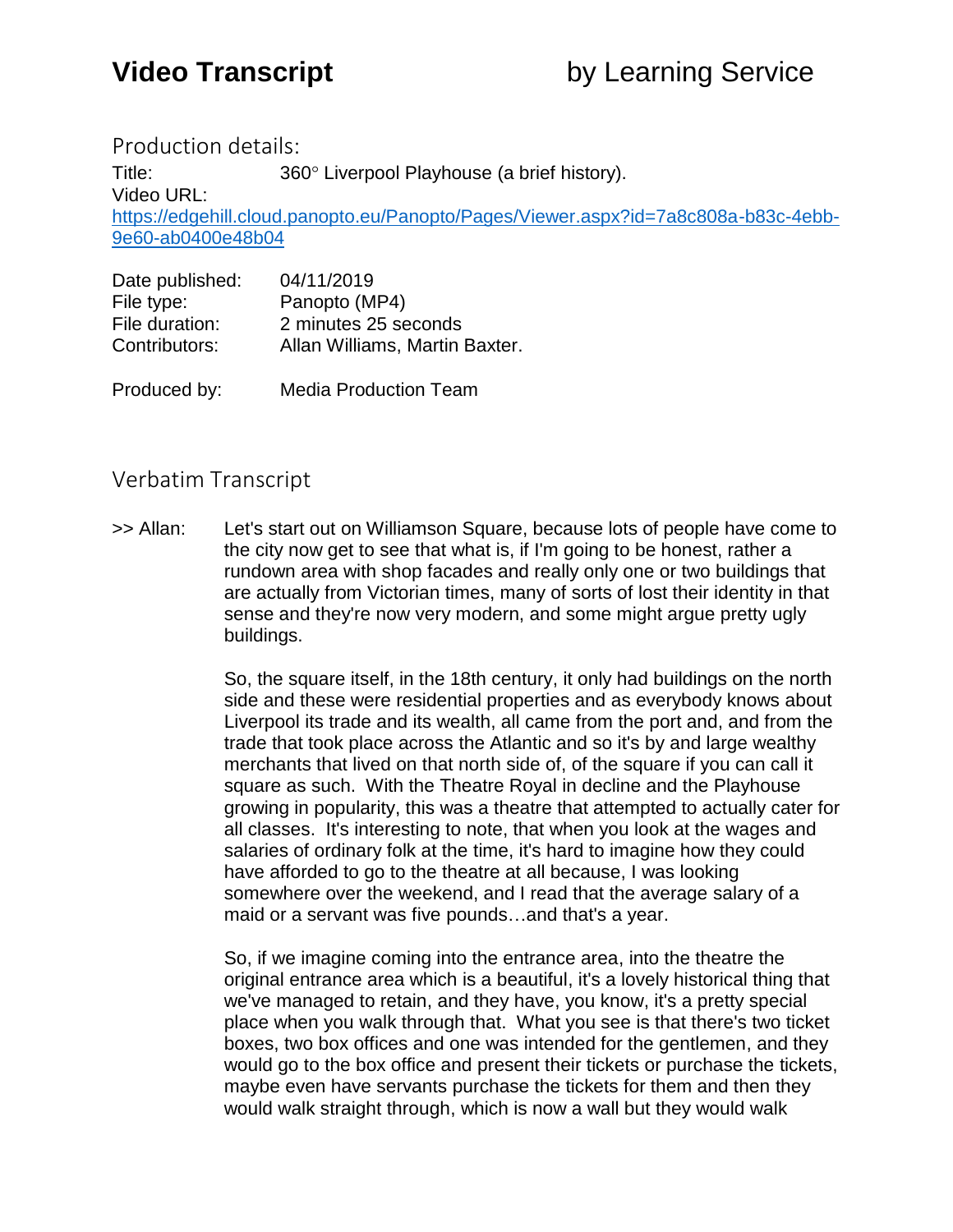# Video Transcript by Learning Service

## Production details:

Title: 360° Liverpool Playhouse (a brief history).

Video URL:

[https://edgehill.cloud.panopto.eu/Panopto/Pages/Viewer.aspx?id=7a8c808a-b83c-4ebb-9e60-ab0400e48b04](https://edgehill.cloud.panopto.eu/Panopto/Pages/Viewer.aspx?id=7a8c808a-b83c-4ebb-9e60-ab0400e48b04)

Date published: 04/11/2019

File type: Panopto (MP4)

File duration: 2 minutes 25 seconds

Contributors: Allan Williams, Martin Baxter.

Produced by: Media Production Team

## Verbatim Transcript

>> Allan: Let's start out on Williamson Square, because lots of people have come to the city now get to see that what is, if I'm going to be honest, rather a rundown area with shop facades and really only one or two buildings that are actually from Victorian times, many of sorts of lost their identity in that sense and they're now very modern, and some might argue pretty ugly buildings.

So, the square itself, in the 18th century, it only had buildings on the north side and these were residential properties and as everybody knows about Liverpool its trade and its wealth, all came from the port and, and from the trade that took place across the Atlantic and so it's by and large wealthy merchants that lived on that north side of, of the square if you can call it square as such. With the Theatre Royal in decline and the Playhouse growing in popularity, this was a theatre that attempted to actually cater for all classes. It's interesting to note, that when you look at the wages and salaries of ordinary folk at the time, it's hard to imagine how they could have afforded to go to the theatre at all because, I was looking somewhere over the weekend, and I read that the average salary of a maid or a servant was five pounds…and that's a year.

So, if we imagine coming into the entrance area, into the theatre the original entrance area which is a beautiful, it's a lovely historical thing that we've managed to retain, and they have, you know, it's a pretty special place when you walk through that. What you see is that there's two ticket boxes, two box offices and one was intended for the gentlemen, and they would go to the box office and present their tickets or purchase the tickets, maybe even have servants purchase the tickets for them and then they would walk straight through, which is now a wall but they would walk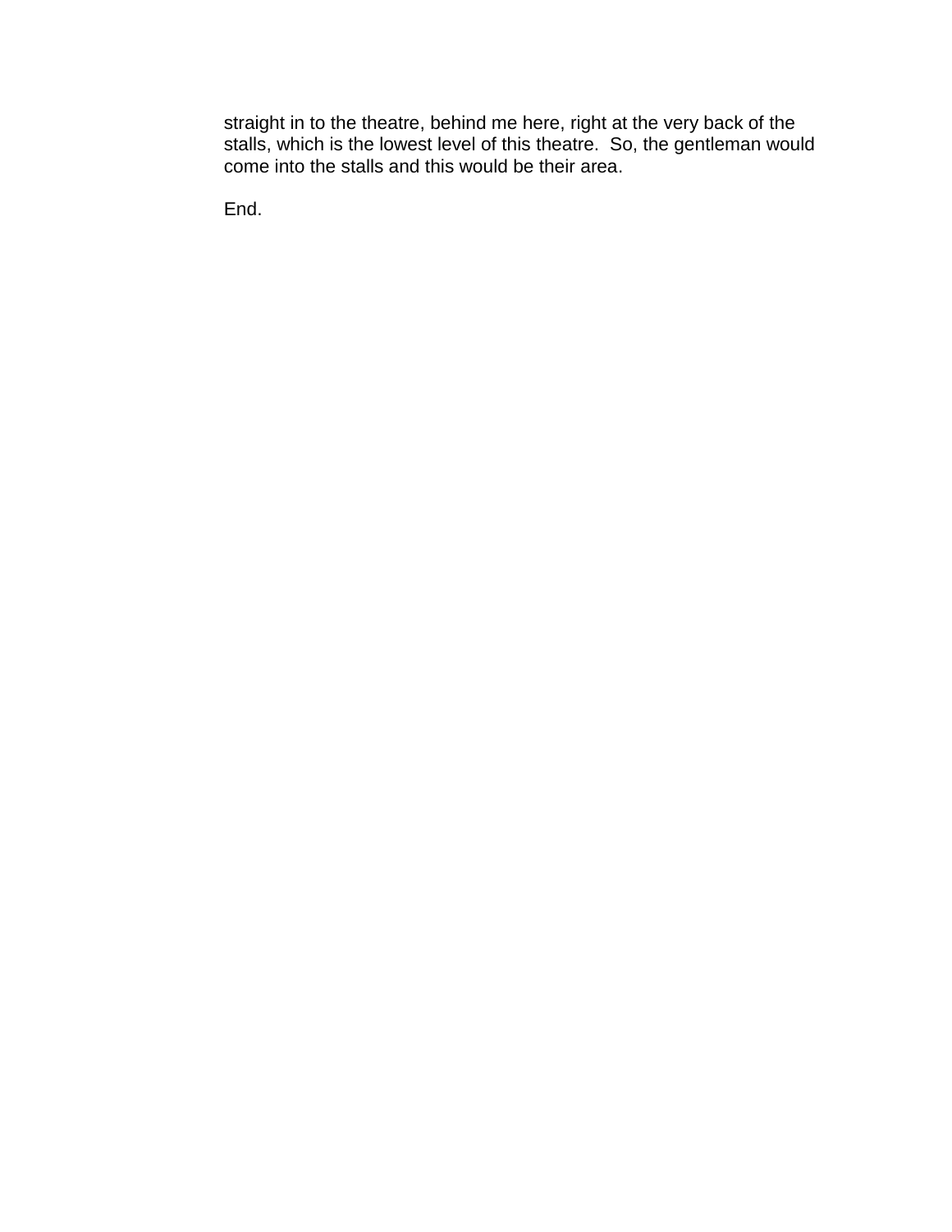straight in to the theatre, behind me here, right at the very back of the stalls, which is the lowest level of this theatre.  So, the gentleman would come into the stalls and this would be their area.

End.